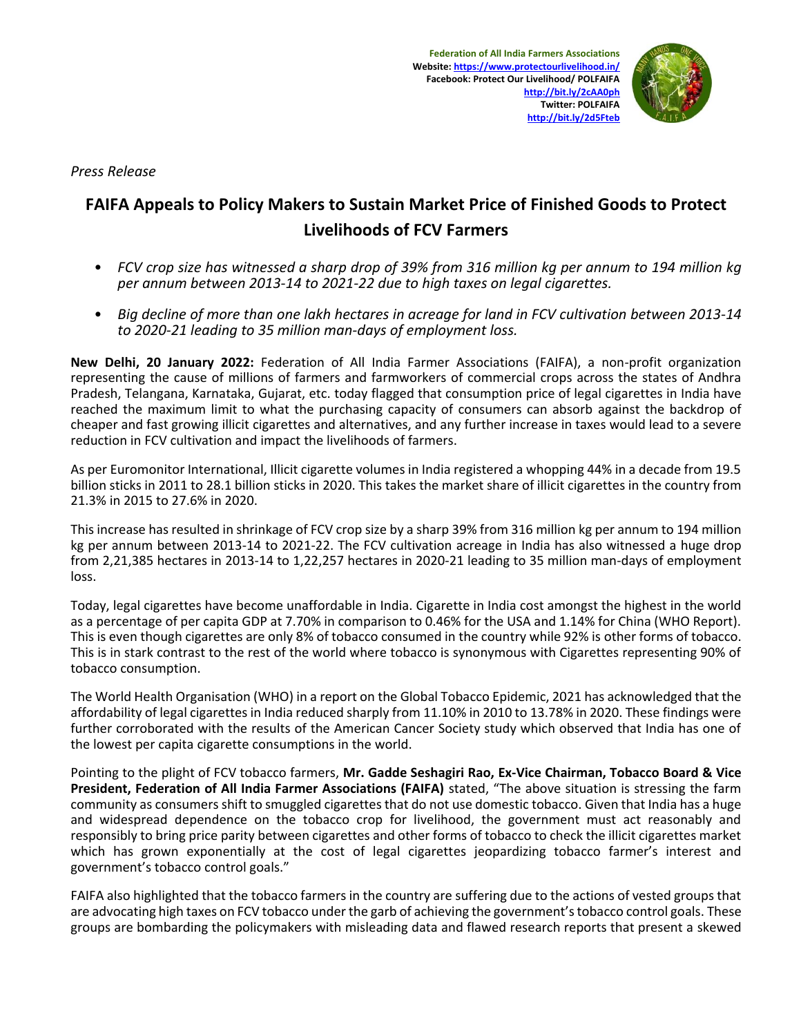**Federation of All India Farmers Associations**
**Website: https://www.protectourlivelihood.in/**
**Facebook: Protect Our Livelihood/ POLFAIFA**
**http://bit.ly/2cAA0ph**
**Twitter: POLFAIFA**
**http://bit.ly/2d5Fteb**

*Press Release*

# FAIFA Appeals to Policy Makers to Sustain Market Price of Finished Goods to Protect Livelihoods of FCV Farmers

- *FCV crop size has witnessed a sharp drop of 39% from 316 million kg per annum to 194 million kg per annum between 2013-14 to 2021-22 due to high taxes on legal cigarettes.*
- *Big decline of more than one lakh hectares in acreage for land in FCV cultivation between 2013-14 to 2020-21 leading to 35 million man-days of employment loss.*

**New Delhi, 20 January 2022:** Federation of All India Farmer Associations (FAIFA), a non-profit organization representing the cause of millions of farmers and farmworkers of commercial crops across the states of Andhra Pradesh, Telangana, Karnataka, Gujarat, etc. today flagged that consumption price of legal cigarettes in India have reached the maximum limit to what the purchasing capacity of consumers can absorb against the backdrop of cheaper and fast growing illicit cigarettes and alternatives, and any further increase in taxes would lead to a severe reduction in FCV cultivation and impact the livelihoods of farmers.

As per Euromonitor International, Illicit cigarette volumes in India registered a whopping 44% in a decade from 19.5 billion sticks in 2011 to 28.1 billion sticks in 2020. This takes the market share of illicit cigarettes in the country from 21.3% in 2015 to 27.6% in 2020.

This increase has resulted in shrinkage of FCV crop size by a sharp 39% from 316 million kg per annum to 194 million kg per annum between 2013-14 to 2021-22. The FCV cultivation acreage in India has also witnessed a huge drop from 2,21,385 hectares in 2013-14 to 1,22,257 hectares in 2020-21 leading to 35 million man-days of employment loss.

Today, legal cigarettes have become unaffordable in India. Cigarette in India cost amongst the highest in the world as a percentage of per capita GDP at 7.70% in comparison to 0.46% for the USA and 1.14% for China (WHO Report). This is even though cigarettes are only 8% of tobacco consumed in the country while 92% is other forms of tobacco. This is in stark contrast to the rest of the world where tobacco is synonymous with Cigarettes representing 90% of tobacco consumption.

The World Health Organisation (WHO) in a report on the Global Tobacco Epidemic, 2021 has acknowledged that the affordability of legal cigarettes in India reduced sharply from 11.10% in 2010 to 13.78% in 2020. These findings were further corroborated with the results of the American Cancer Society study which observed that India has one of the lowest per capita cigarette consumptions in the world.

Pointing to the plight of FCV tobacco farmers, **Mr. Gadde Seshagiri Rao, Ex-Vice Chairman, Tobacco Board & Vice President, Federation of All India Farmer Associations (FAIFA)** stated, "The above situation is stressing the farm community as consumers shift to smuggled cigarettes that do not use domestic tobacco. Given that India has a huge and widespread dependence on the tobacco crop for livelihood, the government must act reasonably and responsibly to bring price parity between cigarettes and other forms of tobacco to check the illicit cigarettes market which has grown exponentially at the cost of legal cigarettes jeopardizing tobacco farmer's interest and government's tobacco control goals."

FAIFA also highlighted that the tobacco farmers in the country are suffering due to the actions of vested groups that are advocating high taxes on FCV tobacco under the garb of achieving the government's tobacco control goals. These groups are bombarding the policymakers with misleading data and flawed research reports that present a skewed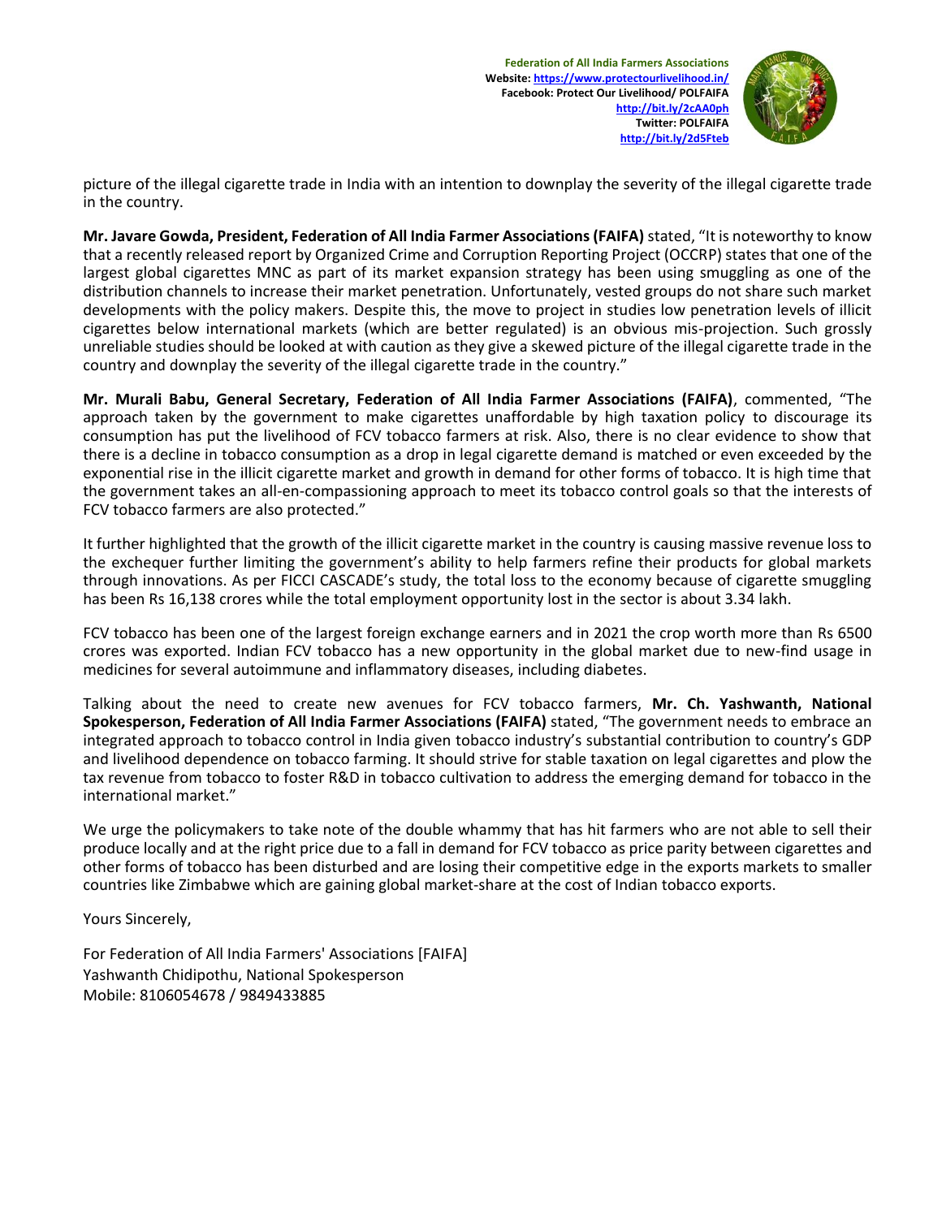picture of the illegal cigarette trade in India with an intention to downplay the severity of the illegal cigarette trade in the country.

**Mr. Javare Gowda, President, Federation of All India Farmer Associations (FAIFA)** stated, "It is noteworthy to know that a recently released report by Organized Crime and Corruption Reporting Project (OCCRP) states that one of the largest global cigarettes MNC as part of its market expansion strategy has been using smuggling as one of the distribution channels to increase their market penetration. Unfortunately, vested groups do not share such market developments with the policy makers. Despite this, the move to project in studies low penetration levels of illicit cigarettes below international markets (which are better regulated) is an obvious mis-projection. Such grossly unreliable studies should be looked at with caution as they give a skewed picture of the illegal cigarette trade in the country and downplay the severity of the illegal cigarette trade in the country."

**Mr. Murali Babu, General Secretary, Federation of All India Farmer Associations (FAIFA)**, commented, "The approach taken by the government to make cigarettes unaffordable by high taxation policy to discourage its consumption has put the livelihood of FCV tobacco farmers at risk. Also, there is no clear evidence to show that there is a decline in tobacco consumption as a drop in legal cigarette demand is matched or even exceeded by the exponential rise in the illicit cigarette market and growth in demand for other forms of tobacco. It is high time that the government takes an all-en-compassioning approach to meet its tobacco control goals so that the interests of FCV tobacco farmers are also protected."

It further highlighted that the growth of the illicit cigarette market in the country is causing massive revenue loss to the exchequer further limiting the government's ability to help farmers refine their products for global markets through innovations. As per FICCI CASCADE's study, the total loss to the economy because of cigarette smuggling has been Rs 16,138 crores while the total employment opportunity lost in the sector is about 3.34 lakh.

FCV tobacco has been one of the largest foreign exchange earners and in 2021 the crop worth more than Rs 6500 crores was exported. Indian FCV tobacco has a new opportunity in the global market due to new-find usage in medicines for several autoimmune and inflammatory diseases, including diabetes.

Talking about the need to create new avenues for FCV tobacco farmers, **Mr. Ch. Yashwanth, National Spokesperson, Federation of All India Farmer Associations (FAIFA)** stated, "The government needs to embrace an integrated approach to tobacco control in India given tobacco industry's substantial contribution to country's GDP and livelihood dependence on tobacco farming. It should strive for stable taxation on legal cigarettes and plow the tax revenue from tobacco to foster R&D in tobacco cultivation to address the emerging demand for tobacco in the international market."

We urge the policymakers to take note of the double whammy that has hit farmers who are not able to sell their produce locally and at the right price due to a fall in demand for FCV tobacco as price parity between cigarettes and other forms of tobacco has been disturbed and are losing their competitive edge in the exports markets to smaller countries like Zimbabwe which are gaining global market-share at the cost of Indian tobacco exports.

Yours Sincerely,

For Federation of All India Farmers' Associations [FAIFA]  
Yashwanth Chidipothu, National Spokesperson  
Mobile: 8106054678 / 9849433885